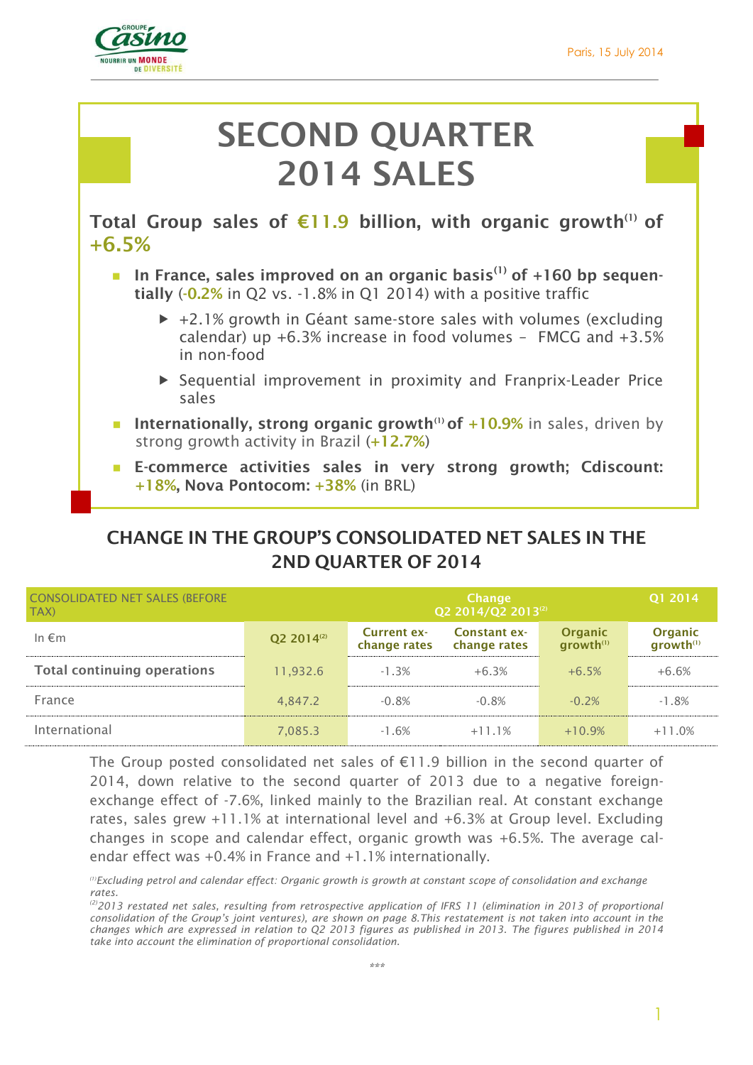Paris, 15 July 2014

# SECOND QUARTER 2014 SALES

**Total Group sales of €11.9 billion, with organic growth[(1)] of +6.5%**

- **In France, sales improved on an organic basis[(1)] of +160 bp sequentially** (-0.2% in Q2 vs. -1.8% in Q1 2014) with a positive traffic
  - +2.1% growth in Géant same-store sales with volumes (excluding calendar) up +6.3% increase in food volumes – FMCG and +3.5% in non-food
  - Sequential improvement in proximity and Franprix-Leader Price sales
- **Internationally, strong organic growth[(1)] of +10.9%** in sales, driven by strong growth activity in Brazil (+12.7%)
- **E-commerce activities sales in very strong growth; Cdiscount: +18%, Nova Pontocom: +38%** (in BRL)

## CHANGE IN THE GROUP'S CONSOLIDATED NET SALES IN THE 2ND QUARTER OF 2014

| CONSOLIDATED NET SALES (BEFORE TAX) | | Change Q2 2014/Q2 2013[(2)] | | | Q1 2014 |
|---|---|---|---|---|---|
| In €m | Q2 2014[(2)] | Current exchange rates | Constant exchange rates | Organic growth[(1)] | Organic growth[(1)] |
| **Total continuing operations** | 11,932.6 | -1.3% | +6.3% | +6.5% | +6.6% |
| France | 4,847.2 | -0.8% | -0.8% | -0.2% | -1.8% |
| International | 7,085.3 | -1.6% | +11.1% | +10.9% | +11.0% |

The Group posted consolidated net sales of €11.9 billion in the second quarter of 2014, down relative to the second quarter of 2013 due to a negative foreign-exchange effect of -7.6%, linked mainly to the Brazilian real. At constant exchange rates, sales grew +11.1% at international level and +6.3% at Group level. Excluding changes in scope and calendar effect, organic growth was +6.5%. The average calendar effect was +0.4% in France and +1.1% internationally.

*[(1)]Excluding petrol and calendar effect: Organic growth is growth at constant scope of consolidation and exchange rates.*
*[(2)]2013 restated net sales, resulting from retrospective application of IFRS 11 (elimination in 2013 of proportional consolidation of the Group's joint ventures), are shown on page 8.This restatement is not taken into account in the changes which are expressed in relation to Q2 2013 figures as published in 2013. The figures published in 2014 take into account the elimination of proportional consolidation.*

***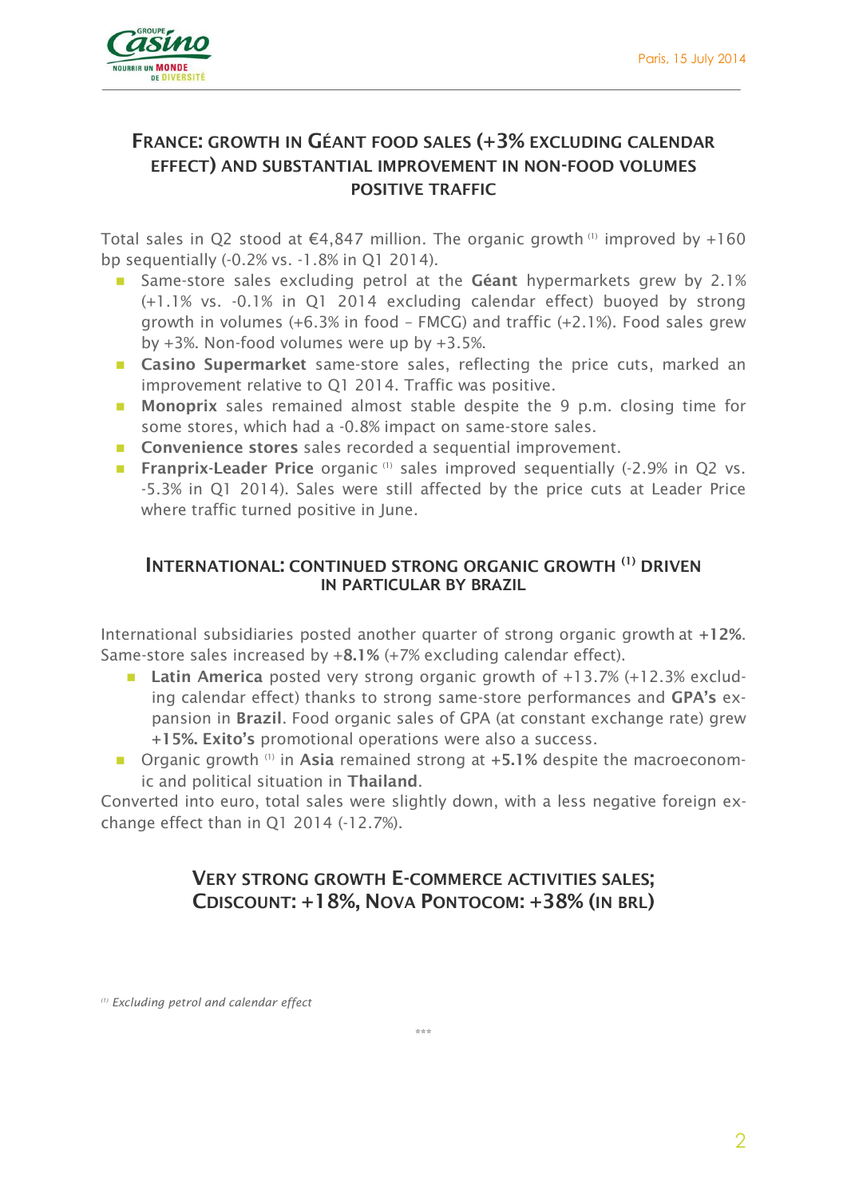## France: growth in Géant food sales (+3% excluding calendar effect) and substantial improvement in non-food volumes positive traffic

Total sales in Q2 stood at €4,847 million. The organic growth [1] improved by +160 bp sequentially (-0.2% vs. -1.8% in Q1 2014).

- Same-store sales excluding petrol at the **Géant** hypermarkets grew by 2.1% (+1.1% vs. -0.1% in Q1 2014 excluding calendar effect) buoyed by strong growth in volumes (+6.3% in food – FMCG) and traffic (+2.1%). Food sales grew by +3%. Non-food volumes were up by +3.5%.
- **Casino Supermarket** same-store sales, reflecting the price cuts, marked an improvement relative to Q1 2014. Traffic was positive.
- **Monoprix** sales remained almost stable despite the 9 p.m. closing time for some stores, which had a -0.8% impact on same-store sales.
- **Convenience stores** sales recorded a sequential improvement.
- **Franprix-Leader Price** organic [1] sales improved sequentially (-2.9% in Q2 vs. -5.3% in Q1 2014). Sales were still affected by the price cuts at Leader Price where traffic turned positive in June.

## International: continued strong organic growth [1] driven in particular by Brazil

International subsidiaries posted another quarter of strong organic growth at **+12%**. Same-store sales increased by +**8.1%** (+7% excluding calendar effect).

- **Latin America** posted very strong organic growth of +13.7% (+12.3% excluding calendar effect) thanks to strong same-store performances and **GPA's** expansion in **Brazil**. Food organic sales of GPA (at constant exchange rate) grew +**15%. Exito's** promotional operations were also a success.
- Organic growth [1] in **Asia** remained strong at **+5.1%** despite the macroeconomic and political situation in **Thailand**.

Converted into euro, total sales were slightly down, with a less negative foreign exchange effect than in Q1 2014 (-12.7%).

## Very strong growth e-commerce activities sales; Cdiscount: +18%, Nova Pontocom: +38% (in BRL)

[1] *Excluding petrol and calendar effect*

\*\*\*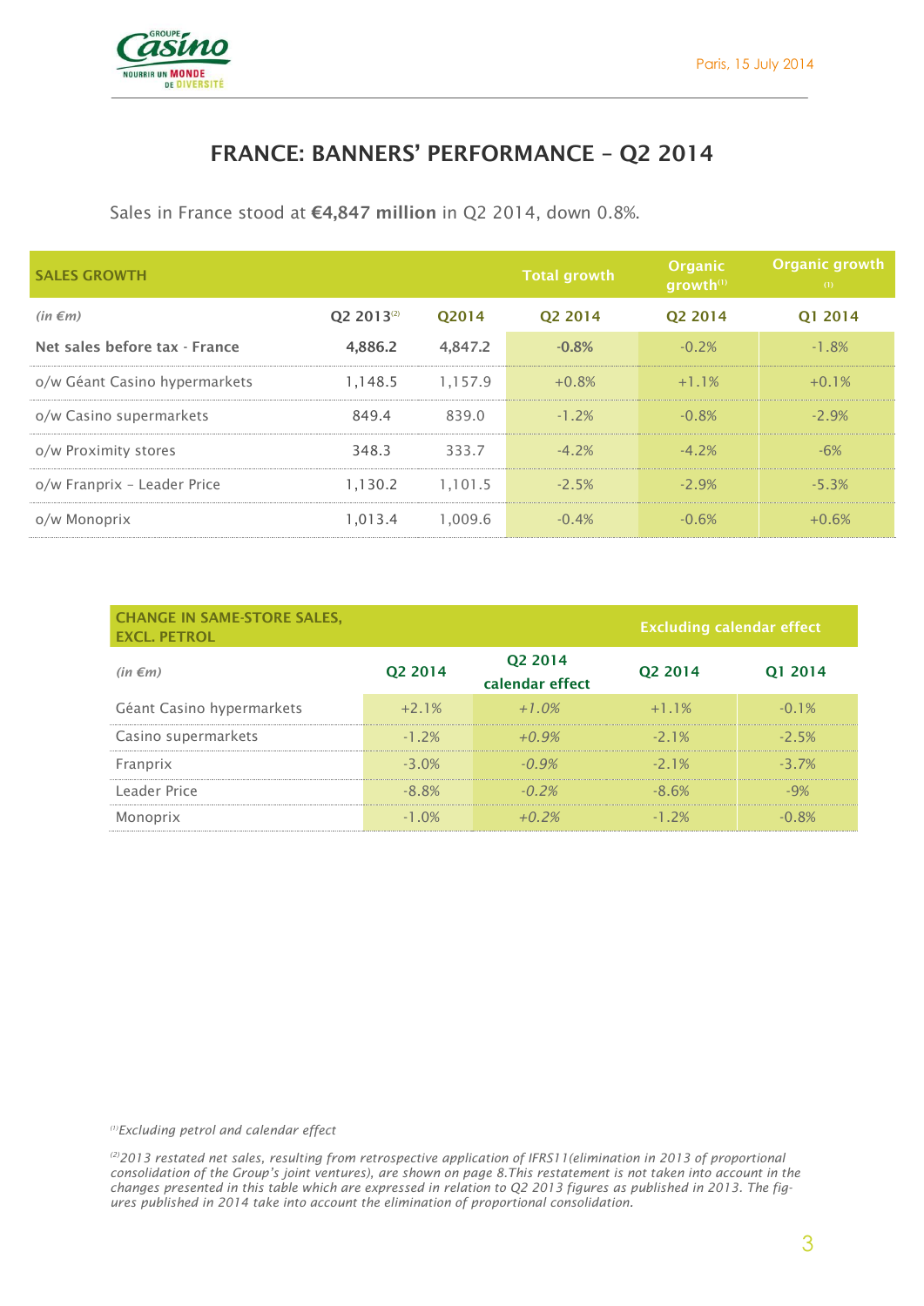# FRANCE: BANNERS' PERFORMANCE – Q2 2014

Sales in France stood at **€4,847 million** in Q2 2014, down 0.8%.

| SALES GROWTH | | | Total growth | Organic growth[1] | Organic growth [1] |
|---|---|---|---|---|---|
| *(in €m)* | Q2 2013[2] | Q2014 | Q2 2014 | Q2 2014 | Q1 2014 |
| **Net sales before tax - France** | **4,886.2** | **4,847.2** | **-0.8%** | -0.2% | -1.8% |
| o/w Géant Casino hypermarkets | 1,148.5 | 1,157.9 | +0.8% | +1.1% | +0.1% |
| o/w Casino supermarkets | 849.4 | 839.0 | -1.2% | -0.8% | -2.9% |
| o/w Proximity stores | 348.3 | 333.7 | -4.2% | -4.2% | -6% |
| o/w Franprix – Leader Price | 1,130.2 | 1,101.5 | -2.5% | -2.9% | -5.3% |
| o/w Monoprix | 1,013.4 | 1,009.6 | -0.4% | -0.6% | +0.6% |

| CHANGE IN SAME-STORE SALES, EXCL. PETROL | | | Excluding calendar effect | |
|---|---|---|---|---|
| *(in €m)* | Q2 2014 | Q2 2014 calendar effect | Q2 2014 | Q1 2014 |
| Géant Casino hypermarkets | +2.1% | *+1.0%* | +1.1% | -0.1% |
| Casino supermarkets | -1.2% | *+0.9%* | -2.1% | -2.5% |
| Franprix | -3.0% | *-0.9%* | -2.1% | -3.7% |
| Leader Price | -8.8% | *-0.2%* | -8.6% | -9% |
| Monoprix | -1.0% | *+0.2%* | -1.2% | -0.8% |

*[1] Excluding petrol and calendar effect*

*[2] 2013 restated net sales, resulting from retrospective application of IFRS11 (elimination in 2013 of proportional consolidation of the Group's joint ventures), are shown on page 8. This restatement is not taken into account in the changes presented in this table which are expressed in relation to Q2 2013 figures as published in 2013. The figures published in 2014 take into account the elimination of proportional consolidation.*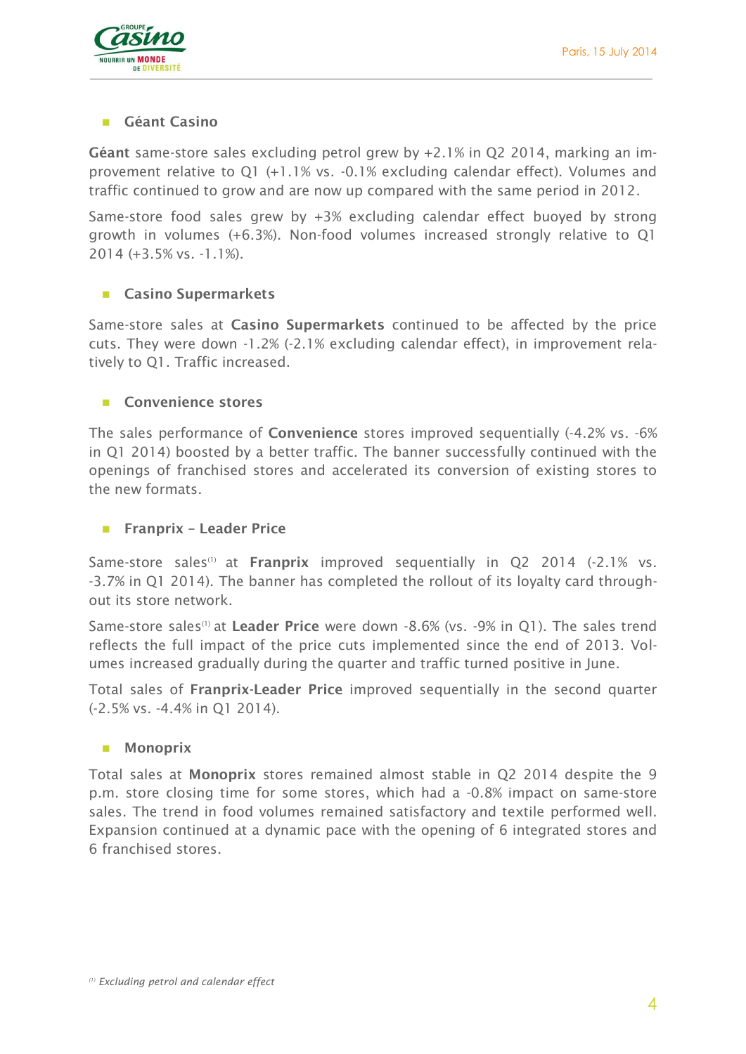## Géant Casino

**Géant** same-store sales excluding petrol grew by +2.1% in Q2 2014, marking an improvement relative to Q1 (+1.1% vs. -0.1% excluding calendar effect). Volumes and traffic continued to grow and are now up compared with the same period in 2012.

Same-store food sales grew by +3% excluding calendar effect buoyed by strong growth in volumes (+6.3%). Non-food volumes increased strongly relative to Q1 2014 (+3.5% vs. -1.1%).

## Casino Supermarkets

Same-store sales at **Casino Supermarkets** continued to be affected by the price cuts. They were down -1.2% (-2.1% excluding calendar effect), in improvement relatively to Q1. Traffic increased.

## Convenience stores

The sales performance of **Convenience** stores improved sequentially (-4.2% vs. -6% in Q1 2014) boosted by a better traffic. The banner successfully continued with the openings of franchised stores and accelerated its conversion of existing stores to the new formats.

## Franprix – Leader Price

Same-store sales[1] at **Franprix** improved sequentially in Q2 2014 (-2.1% vs. -3.7% in Q1 2014). The banner has completed the rollout of its loyalty card throughout its store network.

Same-store sales[1] at **Leader Price** were down -8.6% (vs. -9% in Q1). The sales trend reflects the full impact of the price cuts implemented since the end of 2013. Volumes increased gradually during the quarter and traffic turned positive in June.

Total sales of **Franprix-Leader Price** improved sequentially in the second quarter (-2.5% vs. -4.4% in Q1 2014).

## Monoprix

Total sales at **Monoprix** stores remained almost stable in Q2 2014 despite the 9 p.m. store closing time for some stores, which had a -0.8% impact on same-store sales. The trend in food volumes remained satisfactory and textile performed well. Expansion continued at a dynamic pace with the opening of 6 integrated stores and 6 franchised stores.

[1] *Excluding petrol and calendar effect*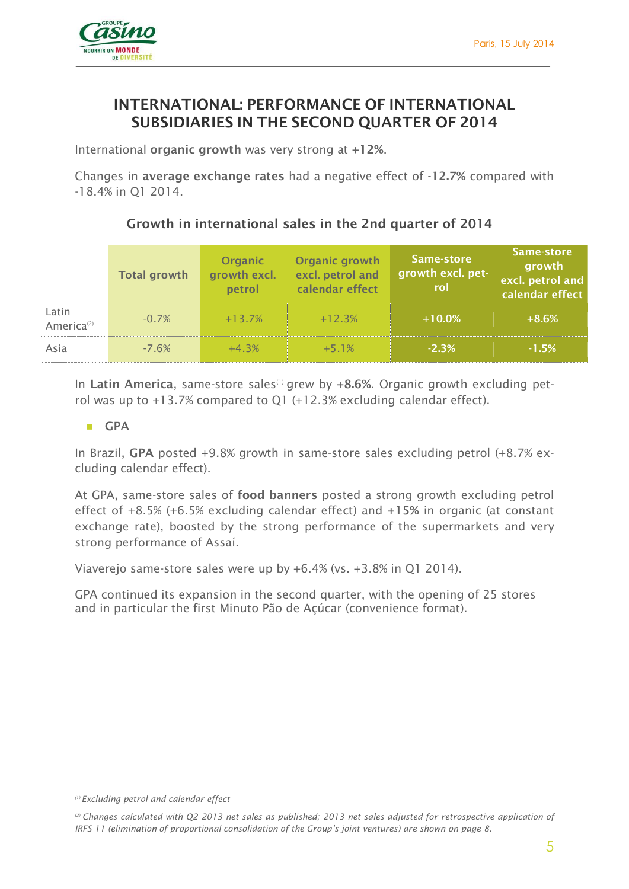## INTERNATIONAL: PERFORMANCE OF INTERNATIONAL SUBSIDIARIES IN THE SECOND QUARTER OF 2014

International **organic growth** was very strong at **+12%**.

Changes in **average exchange rates** had a negative effect of **-12.7%** compared with -18.4% in Q1 2014.

### Growth in international sales in the 2nd quarter of 2014

| | Total growth | Organic growth excl. petrol | Organic growth excl. petrol and calendar effect | Same-store growth excl. petrol | Same-store growth excl. petrol and calendar effect |
|---|---|---|---|---|---|
| Latin America[2] | -0.7% | +13.7% | +12.3% | +10.0% | +8.6% |
| Asia | -7.6% | +4.3% | +5.1% | -2.3% | -1.5% |

In **Latin America**, same-store sales[1] grew by **+8.6%**. Organic growth excluding petrol was up to +13.7% compared to Q1 (+12.3% excluding calendar effect).

- **GPA**

In Brazil, **GPA** posted +9.8% growth in same-store sales excluding petrol (+8.7% excluding calendar effect).

At GPA, same-store sales of **food banners** posted a strong growth excluding petrol effect of +8.5% (+6.5% excluding calendar effect) and **+15%** in organic (at constant exchange rate), boosted by the strong performance of the supermarkets and very strong performance of Assaí.

Viaverejo same-store sales were up by +6.4% (vs. +3.8% in Q1 2014).

GPA continued its expansion in the second quarter, with the opening of 25 stores and in particular the first Minuto Pão de Açúcar (convenience format).

*[1] Excluding petrol and calendar effect*

*[2] Changes calculated with Q2 2013 net sales as published; 2013 net sales adjusted for retrospective application of IFRS 11 (elimination of proportional consolidation of the Group's joint ventures) are shown on page 8.*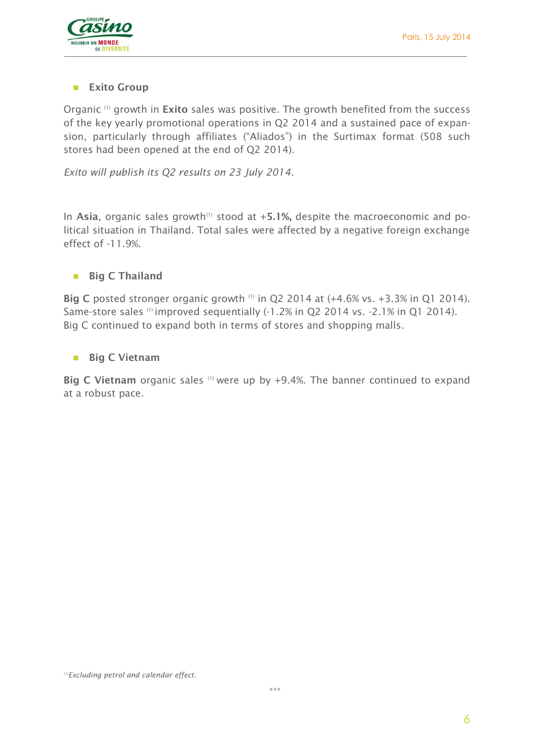- **Exito Group**

Organic [1] growth in **Exito** sales was positive. The growth benefited from the success of the key yearly promotional operations in Q2 2014 and a sustained pace of expansion, particularly through affiliates ("Aliados") in the Surtimax format (508 such stores had been opened at the end of Q2 2014).

*Exito will publish its Q2 results on 23 July 2014.*

In **Asia**, organic sales growth[1] stood at +**5.1%,** despite the macroeconomic and political situation in Thailand. Total sales were affected by a negative foreign exchange effect of -11.9%.

- **Big C Thailand**

**Big C** posted stronger organic growth [1] in Q2 2014 at (+4.6% vs. +3.3% in Q1 2014). Same-store sales [1] improved sequentially (-1.2% in Q2 2014 vs. -2.1% in Q1 2014). Big C continued to expand both in terms of stores and shopping malls.

- **Big C Vietnam**

**Big C Vietnam** organic sales [1] were up by +9.4%. The banner continued to expand at a robust pace.

[1]*Excluding petrol and calendar effect.*

\*\*\*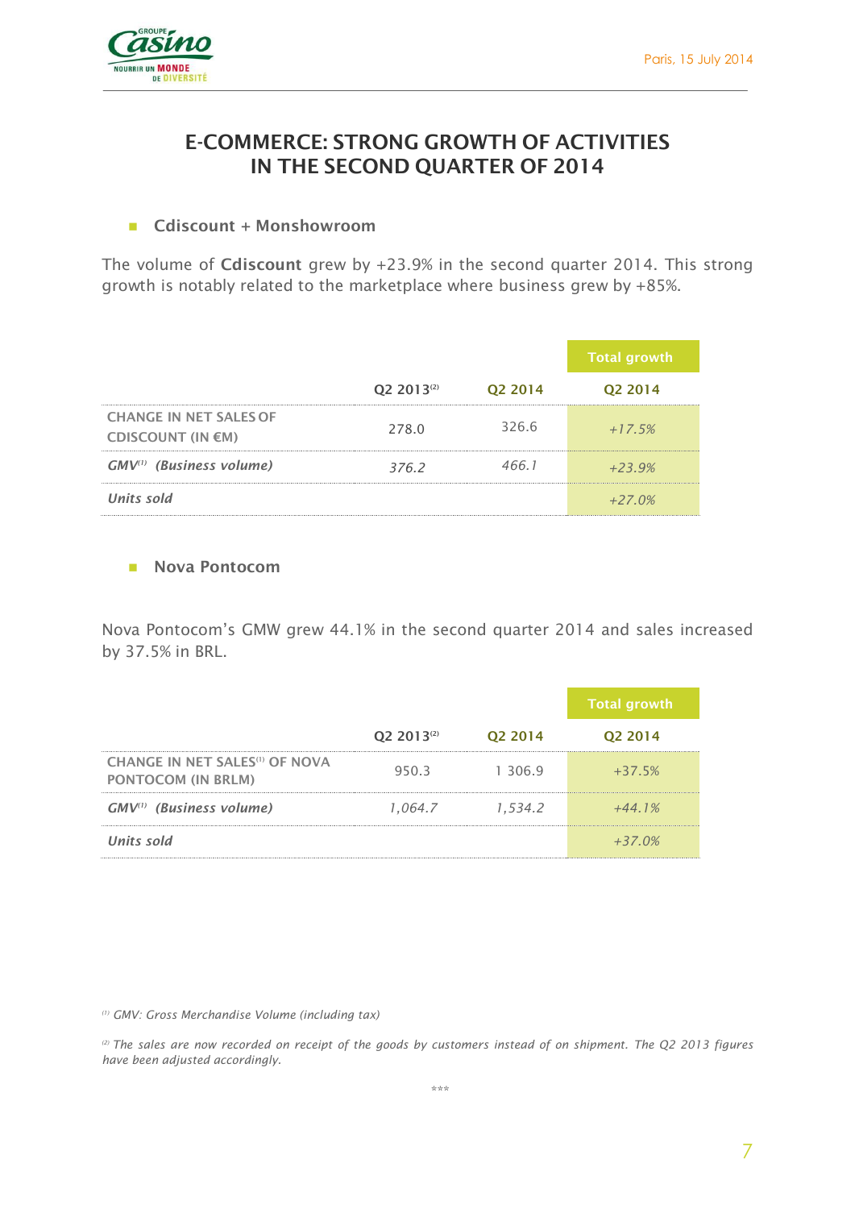# E-COMMERCE: STRONG GROWTH OF ACTIVITIES IN THE SECOND QUARTER OF 2014

- **Cdiscount + Monshowroom**

The volume of **Cdiscount** grew by +23.9% in the second quarter 2014. This strong growth is notably related to the marketplace where business grew by +85%.

| | Q2 2013[2] | Q2 2014 | Total growth Q2 2014 |
|---|---|---|---|
| CHANGE IN NET SALES OF CDISCOUNT (IN €M) | 278.0 | 326.6 | *+17.5%* |
| ***GMV[1] (Business volume)*** | *376.2* | *466.1* | *+23.9%* |
| ***Units sold*** | | | *+27.0%* |

- **Nova Pontocom**

Nova Pontocom's GMW grew 44.1% in the second quarter 2014 and sales increased by 37.5% in BRL.

| | Q2 2013[2] | Q2 2014 | Total growth Q2 2014 |
|---|---|---|---|
| CHANGE IN NET SALES[1] OF NOVA PONTOCOM (IN BRLM) | 950.3 | 1 306.9 | +37.5% |
| ***GMV[1] (Business volume)*** | *1,064.7* | *1,534.2* | *+44.1%* |
| ***Units sold*** | | | *+37.0%* |

*[1] GMV: Gross Merchandise Volume (including tax)*

*[2] The sales are now recorded on receipt of the goods by customers instead of on shipment. The Q2 2013 figures have been adjusted accordingly.*

\*\*\*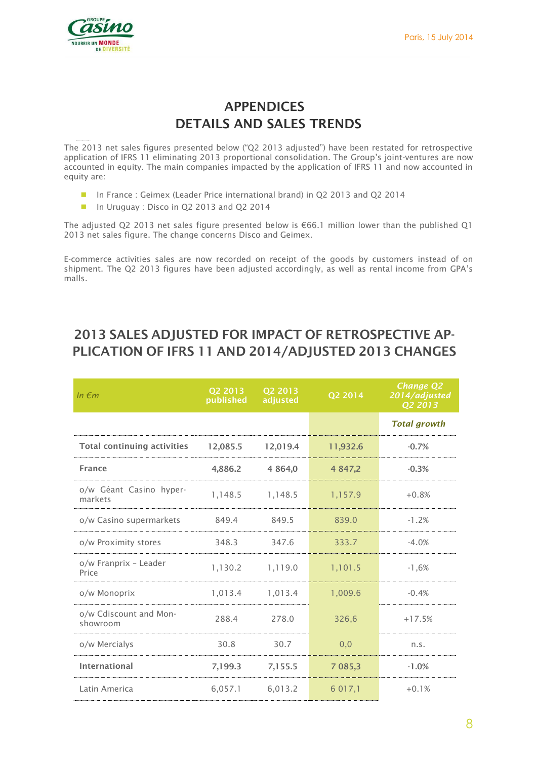# APPENDICES
# DETAILS AND SALES TRENDS

The 2013 net sales figures presented below ("Q2 2013 adjusted") have been restated for retrospective application of IFRS 11 eliminating 2013 proportional consolidation. The Group's joint-ventures are now accounted in equity. The main companies impacted by the application of IFRS 11 and now accounted in equity are:

- In France : Geimex (Leader Price international brand) in Q2 2013 and Q2 2014
- In Uruguay : Disco in Q2 2013 and Q2 2014

The adjusted Q2 2013 net sales figure presented below is €66.1 million lower than the published Q1 2013 net sales figure. The change concerns Disco and Geimex.

E-commerce activities sales are now recorded on receipt of the goods by customers instead of on shipment. The Q2 2013 figures have been adjusted accordingly, as well as rental income from GPA's malls.

## 2013 SALES ADJUSTED FOR IMPACT OF RETROSPECTIVE APPLICATION OF IFRS 11 AND 2014/ADJUSTED 2013 CHANGES

| *In €m* | Q2 2013 published | Q2 2013 adjusted | Q2 2014 | *Change Q2 2014/adjusted Q2 2013* |
|---|---|---|---|---|
| | | | | ***Total growth*** |
| **Total continuing activities** | **12,085.5** | **12,019.4** | **11,932.6** | **-0.7%** |
| **France** | **4,886.2** | **4 864,0** | **4 847,2** | **-0.3%** |
| o/w Géant Casino hypermarkets | 1,148.5 | 1,148.5 | 1,157.9 | +0.8% |
| o/w Casino supermarkets | 849.4 | 849.5 | 839.0 | -1.2% |
| o/w Proximity stores | 348.3 | 347.6 | 333.7 | -4.0% |
| o/w Franprix – Leader Price | 1,130.2 | 1,119.0 | 1,101.5 | -1,6% |
| o/w Monoprix | 1,013.4 | 1,013.4 | 1,009.6 | -0.4% |
| o/w Cdiscount and Monshowroom | 288.4 | 278.0 | 326,6 | +17.5% |
| o/w Mercialys | 30.8 | 30.7 | 0,0 | n.s. |
| **International** | **7,199.3** | **7,155.5** | **7 085,3** | **-1.0%** |
| Latin America | 6,057.1 | 6,013.2 | 6 017,1 | +0.1% |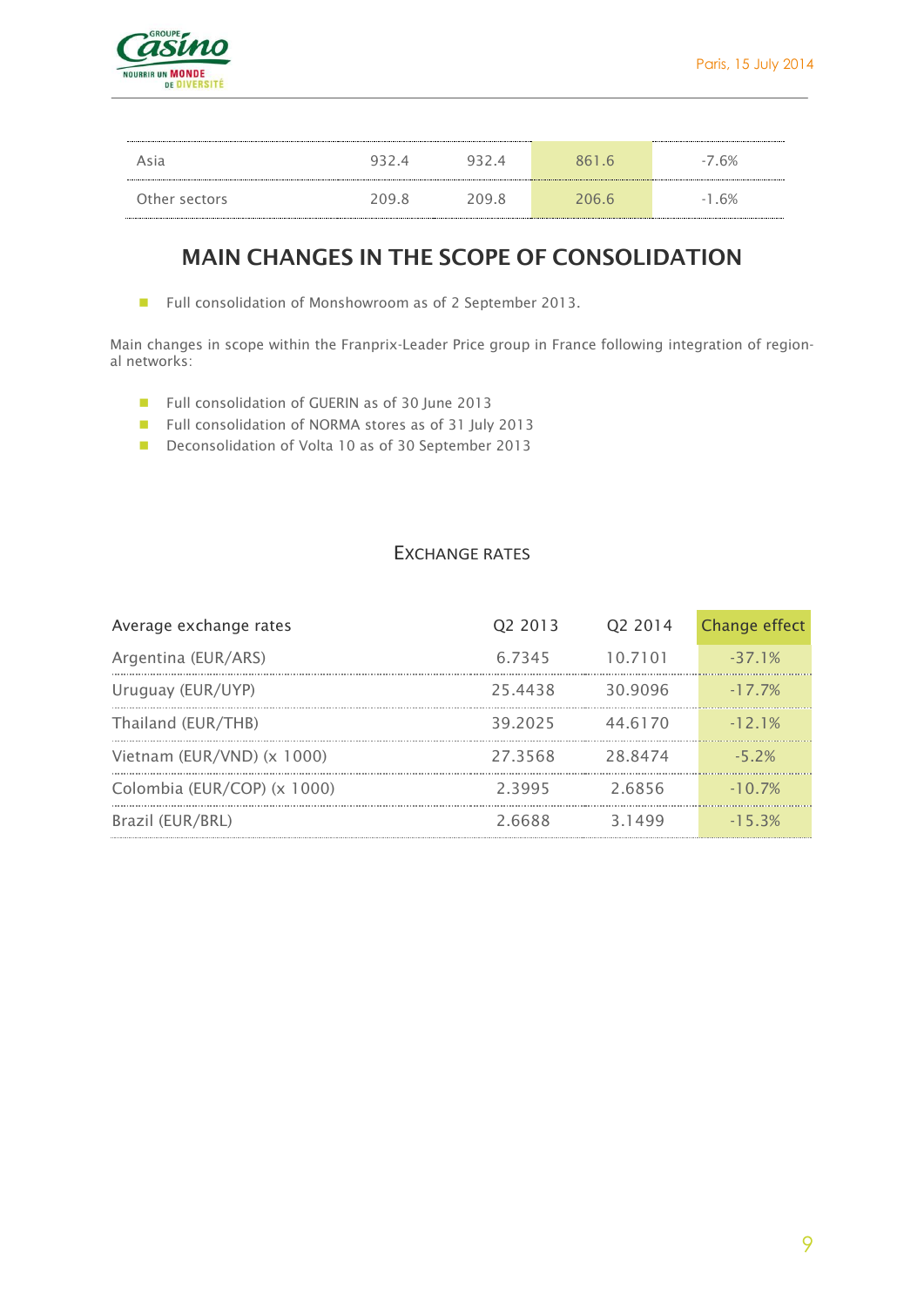| | | | | |
|---|---|---|---|---|
| Asia | 932.4 | 932.4 | 861.6 | -7.6% |
| Other sectors | 209.8 | 209.8 | 206.6 | -1.6% |

## MAIN CHANGES IN THE SCOPE OF CONSOLIDATION

- Full consolidation of Monshowroom as of 2 September 2013.

Main changes in scope within the Franprix-Leader Price group in France following integration of regional networks:

- Full consolidation of GUERIN as of 30 June 2013
- Full consolidation of NORMA stores as of 31 July 2013
- Deconsolidation of Volta 10 as of 30 September 2013

### EXCHANGE RATES

| Average exchange rates | Q2 2013 | Q2 2014 | Change effect |
|---|---|---|---|
| Argentina (EUR/ARS) | 6.7345 | 10.7101 | -37.1% |
| Uruguay (EUR/UYP) | 25.4438 | 30.9096 | -17.7% |
| Thailand (EUR/THB) | 39.2025 | 44.6170 | -12.1% |
| Vietnam (EUR/VND) (x 1000) | 27.3568 | 28.8474 | -5.2% |
| Colombia (EUR/COP) (x 1000) | 2.3995 | 2.6856 | -10.7% |
| Brazil (EUR/BRL) | 2.6688 | 3.1499 | -15.3% |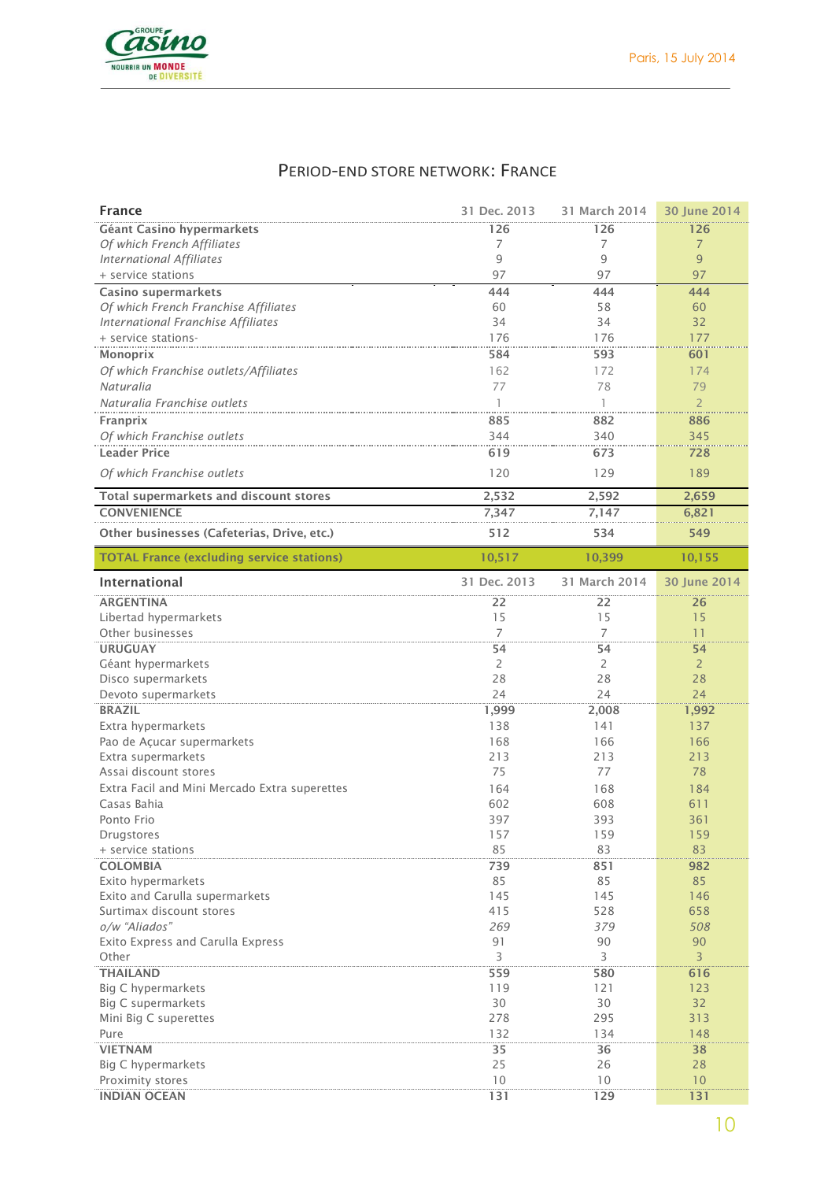## PERIOD-END STORE NETWORK: FRANCE

| France | 31 Dec. 2013 | 31 March 2014 | 30 June 2014 |
|---|---|---|---|
| **Géant Casino hypermarkets** | **126** | **126** | **126** |
| *Of which French Affiliates* | 7 | 7 | 7 |
| *International Affiliates* | 9 | 9 | 9 |
| + service stations | 97 | 97 | 97 |
| **Casino supermarkets** | **444** | **444** | **444** |
| *Of which French Franchise Affiliates* | 60 | 58 | 60 |
| *International Franchise Affiliates* | 34 | 34 | 32 |
| + service stations- | 176 | 176 | 177 |
| **Monoprix** | **584** | **593** | **601** |
| *Of which Franchise outlets/Affiliates* | 162 | 172 | 174 |
| *Naturalia* | 77 | 78 | 79 |
| *Naturalia Franchise outlets* | 1 | 1 | 2 |
| **Franprix** | **885** | **882** | **886** |
| *Of which Franchise outlets* | 344 | 340 | 345 |
| **Leader Price** | **619** | **673** | **728** |
| *Of which Franchise outlets* | 120 | 129 | 189 |
| **Total supermarkets and discount stores** | **2,532** | **2,592** | **2,659** |
| **CONVENIENCE** | **7,347** | **7,147** | **6,821** |
| **Other businesses (Cafeterias, Drive, etc.)** | **512** | **534** | **549** |
| **TOTAL France (excluding service stations)** | **10,517** | **10,399** | **10,155** |

| International | 31 Dec. 2013 | 31 March 2014 | 30 June 2014 |
|---|---|---|---|
| **ARGENTINA** | **22** | **22** | **26** |
| Libertad hypermarkets | 15 | 15 | 15 |
| Other businesses | 7 | 7 | 11 |
| **URUGUAY** | **54** | **54** | **54** |
| Géant hypermarkets | 2 | 2 | 2 |
| Disco supermarkets | 28 | 28 | 28 |
| Devoto supermarkets | 24 | 24 | 24 |
| **BRAZIL** | **1,999** | **2,008** | **1,992** |
| Extra hypermarkets | 138 | 141 | 137 |
| Pao de Açucar supermarkets | 168 | 166 | 166 |
| Extra supermarkets | 213 | 213 | 213 |
| Assai discount stores | 75 | 77 | 78 |
| Extra Facil and Mini Mercado Extra superettes | 164 | 168 | 184 |
| Casas Bahia | 602 | 608 | 611 |
| Ponto Frio | 397 | 393 | 361 |
| Drugstores | 157 | 159 | 159 |
| + service stations | 85 | 83 | 83 |
| **COLOMBIA** | **739** | **851** | **982** |
| Exito hypermarkets | 85 | 85 | 85 |
| Exito and Carulla supermarkets | 145 | 145 | 146 |
| Surtimax discount stores | 415 | 528 | 658 |
| *o/w "Aliados"* | *269* | *379* | *508* |
| Exito Express and Carulla Express | 91 | 90 | 90 |
| Other | 3 | 3 | 3 |
| **THAILAND** | **559** | **580** | **616** |
| Big C hypermarkets | 119 | 121 | 123 |
| Big C supermarkets | 30 | 30 | 32 |
| Mini Big C superettes | 278 | 295 | 313 |
| Pure | 132 | 134 | 148 |
| **VIETNAM** | **35** | **36** | **38** |
| Big C hypermarkets | 25 | 26 | 28 |
| Proximity stores | 10 | 10 | 10 |
| **INDIAN OCEAN** | **131** | **129** | **131** |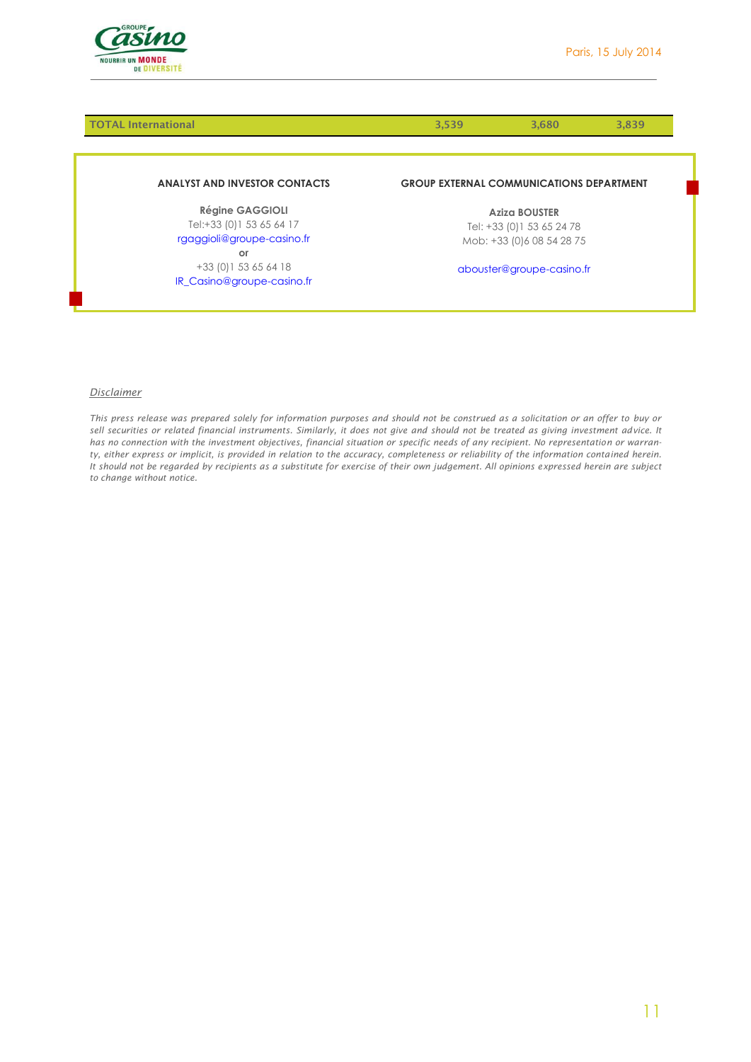| | | | |
|---|---|---|---|
| **TOTAL International** | **3,539** | **3,680** | **3,839** |

**ANALYST AND INVESTOR CONTACTS**

**Régine GAGGIOLI**
Tel:+33 (0)1 53 65 64 17
rgaggioli@groupe-casino.fr
**or**
+33 (0)1 53 65 64 18
IR_Casino@groupe-casino.fr

**GROUP EXTERNAL COMMUNICATIONS DEPARTMENT**

**Aziza BOUSTER**
Tel: +33 (0)1 53 65 24 78
Mob: +33 (0)6 08 54 28 75

abouster@groupe-casino.fr

*Disclaimer*

*This press release was prepared solely for information purposes and should not be construed as a solicitation or an offer to buy or sell securities or related financial instruments. Similarly, it does not give and should not be treated as giving investment advice. It has no connection with the investment objectives, financial situation or specific needs of any recipient. No representation or warranty, either express or implicit, is provided in relation to the accuracy, completeness or reliability of the information contained herein. It should not be regarded by recipients as a substitute for exercise of their own judgement. All opinions expressed herein are subject to change without notice.*